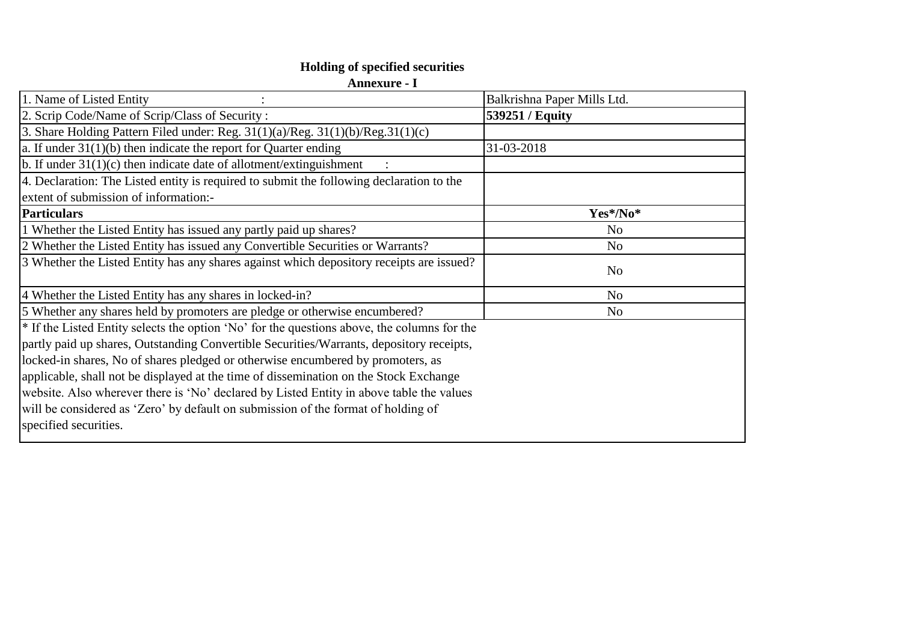## Holding of specified securities

### Annexure - I

| | |
|---|---|
| 1. Name of Listed Entity : | Balkrishna Paper Mills Ltd. |
| 2. Scrip Code/Name of Scrip/Class of Security : | **539251 / Equity** |
| 3. Share Holding Pattern Filed under: Reg. 31(1)(a)/Reg. 31(1)(b)/Reg.31(1)(c) | |
| a. If under 31(1)(b) then indicate the report for Quarter ending | 31-03-2018 |
| b. If under 31(1)(c) then indicate date of allotment/extinguishment : | |
| 4. Declaration: The Listed entity is required to submit the following declaration to the extent of submission of information:- | |
| **Particulars** | **Yes*/No*** |
| 1 Whether the Listed Entity has issued any partly paid up shares? | No |
| 2 Whether the Listed Entity has issued any Convertible Securities or Warrants? | No |
| 3 Whether the Listed Entity has any shares against which depository receipts are issued? | No |
| 4 Whether the Listed Entity has any shares in locked-in? | No |
| 5 Whether any shares held by promoters are pledge or otherwise encumbered? | No |

* If the Listed Entity selects the option 'No' for the questions above, the columns for the partly paid up shares, Outstanding Convertible Securities/Warrants, depository receipts, locked-in shares, No of shares pledged or otherwise encumbered by promoters, as applicable, shall not be displayed at the time of dissemination on the Stock Exchange website. Also wherever there is 'No' declared by Listed Entity in above table the values will be considered as 'Zero' by default on submission of the format of holding of specified securities.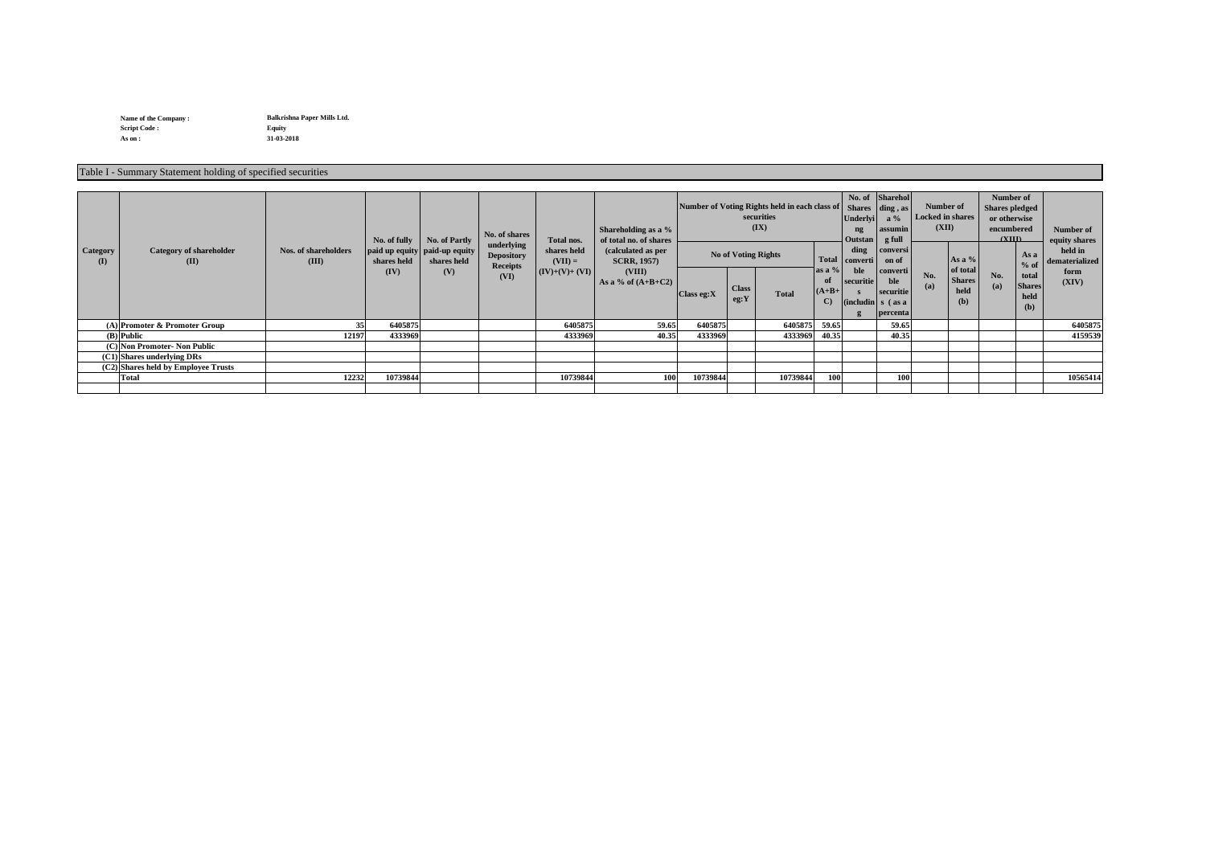Name of the Company : Balkrishna Paper Mills Ltd.
Script Code : Equity
As on : 31-03-2018

## Table I - Summary Statement holding of specified securities

| Category (I) | Category of shareholder (II) | Nos. of shareholders (III) | No. of fully paid up equity shares held (IV) | No. of Partly paid-up equity shares held (V) | No. of shares underlying Depository Receipts (VI) | Total nos. shares held (VII) = (IV)+(V)+ (VI) | Shareholding as a % of total no. of shares (calculated as per SCRR, 1957) (VIII) As a % of (A+B+C2) | Number of Voting Rights held in each class of securities (IX) | | | | No. of Shares Underlying Outstanding convertible securities (including | Shareholding , as a % assuming full conversion of convertible securities ( as a percenta | Number of Locked in shares (XII) | | Number of Shares pledged or otherwise encumbered (XIII) | | Number of equity shares held in dematerialized form (XIV) |
|---|---|---|---|---|---|---|---|---|---|---|---|---|---|---|---|---|---|---|
| | | | | | | | | No of Voting Rights | | | Total as a % of (A+B+C) | | | No. (a) | As a % of total Shares held (b) | No. (a) | As a % of total Shares held (b) | |
| | | | | | | | | Class eg:X | Class eg:Y | Total | | | | | | | | |
| (A) | Promoter & Promoter Group | 35 | 6405875 | | | 6405875 | 59.65 | 6405875 | | 6405875 | 59.65 | | 59.65 | | | | | 6405875 |
| (B) | Public | 12197 | 4333969 | | | 4333969 | 40.35 | 4333969 | | 4333969 | 40.35 | | 40.35 | | | | | 4159539 |
| (C) | Non Promoter- Non Public | | | | | | | | | | | | | | | | | |
| (C1) | Shares underlying DRs | | | | | | | | | | | | | | | | | |
| (C2) | Shares held by Employee Trusts | | | | | | | | | | | | | | | | | |
| | Total | 12232 | 10739844 | | | 10739844 | 100 | 10739844 | | 10739844 | 100 | | 100 | | | | | 10565414 |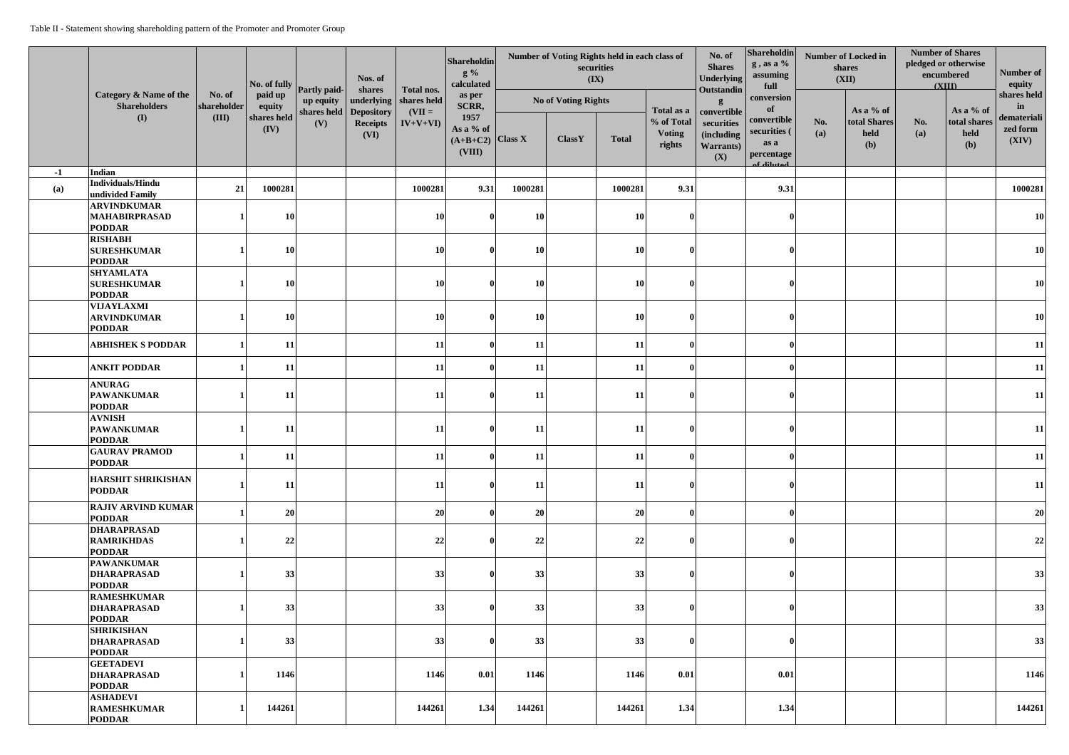Table II - Statement showing shareholding pattern of the Promoter and Promoter Group

| | Category & Name of the Shareholders (I) | No. of shareholder (III) | No. of fully paid up equity shares held (IV) | Partly paid-up equity shares held (V) | Nos. of shares underlying Depository Receipts (VI) | Total nos. shares held (VII = IV+V+VI) | Shareholding % calculated as per SCRR, 1957 As a % of (A+B+C2) (VIII) | Number of Voting Rights held in each class of securities (IX) | | | | No. of Shares Underlying Outstanding convertible securities (including Warrants) (X) | Shareholding , as a % assuming full conversion of convertible securities ( as a percentage of diluted | Number of Locked in shares (XII) | | Number of Shares pledged or otherwise encumbered (XIII) | | Number of equity shares held in dematerialized form (XIV) |
|---|---|---|---|---|---|---|---|---|---|---|---|---|---|---|---|---|---|---|
| | | | | | | | | No of Voting Rights | | | Total as a % of Total Voting rights | | | No. (a) | As a % of total Shares held (b) | No. (a) | As a % of total shares held (b) | |
| | | | | | | | | Class X | ClassY | Total | | | | | | | | |
| -1 | Indian | | | | | | | | | | | | | | | | | |
| (a) | Individuals/Hindu undivided Family | 21 | 1000281 | | | 1000281 | 9.31 | 1000281 | | 1000281 | 9.31 | | 9.31 | | | | | 1000281 |
| | ARVINDKUMAR MAHABIRPRASAD PODDAR | 1 | 10 | | | 10 | 0 | 10 | | 10 | 0 | | 0 | | | | | 10 |
| | RISHABH SURESHKUMAR PODDAR | 1 | 10 | | | 10 | 0 | 10 | | 10 | 0 | | 0 | | | | | 10 |
| | SHYAMLATA SURESHKUMAR PODDAR | 1 | 10 | | | 10 | 0 | 10 | | 10 | 0 | | 0 | | | | | 10 |
| | VIJAYLAXMI ARVINDKUMAR PODDAR | 1 | 10 | | | 10 | 0 | 10 | | 10 | 0 | | 0 | | | | | 10 |
| | ABHISHEK S PODDAR | 1 | 11 | | | 11 | 0 | 11 | | 11 | 0 | | 0 | | | | | 11 |
| | ANKIT PODDAR | 1 | 11 | | | 11 | 0 | 11 | | 11 | 0 | | 0 | | | | | 11 |
| | ANURAG PAWANKUMAR PODDAR | 1 | 11 | | | 11 | 0 | 11 | | 11 | 0 | | 0 | | | | | 11 |
| | AVNISH PAWANKUMAR PODDAR | 1 | 11 | | | 11 | 0 | 11 | | 11 | 0 | | 0 | | | | | 11 |
| | GAURAV PRAMOD PODDAR | 1 | 11 | | | 11 | 0 | 11 | | 11 | 0 | | 0 | | | | | 11 |
| | HARSHIT SHRIKISHAN PODDAR | 1 | 11 | | | 11 | 0 | 11 | | 11 | 0 | | 0 | | | | | 11 |
| | RAJIV ARVIND KUMAR PODDAR | 1 | 20 | | | 20 | 0 | 20 | | 20 | 0 | | 0 | | | | | 20 |
| | DHARAPRASAD RAMRIKHDAS PODDAR | 1 | 22 | | | 22 | 0 | 22 | | 22 | 0 | | 0 | | | | | 22 |
| | PAWANKUMAR DHARAPRASAD PODDAR | 1 | 33 | | | 33 | 0 | 33 | | 33 | 0 | | 0 | | | | | 33 |
| | RAMESHKUMAR DHARAPRASAD PODDAR | 1 | 33 | | | 33 | 0 | 33 | | 33 | 0 | | 0 | | | | | 33 |
| | SHRIKISHAN DHARAPRASAD PODDAR | 1 | 33 | | | 33 | 0 | 33 | | 33 | 0 | | 0 | | | | | 33 |
| | GEETADEVI DHARAPRASAD PODDAR | 1 | 1146 | | | 1146 | 0.01 | 1146 | | 1146 | 0.01 | | 0.01 | | | | | 1146 |
| | ASHADEVI RAMESHKUMAR PODDAR | 1 | 144261 | | | 144261 | 1.34 | 144261 | | 144261 | 1.34 | | 1.34 | | | | | 144261 |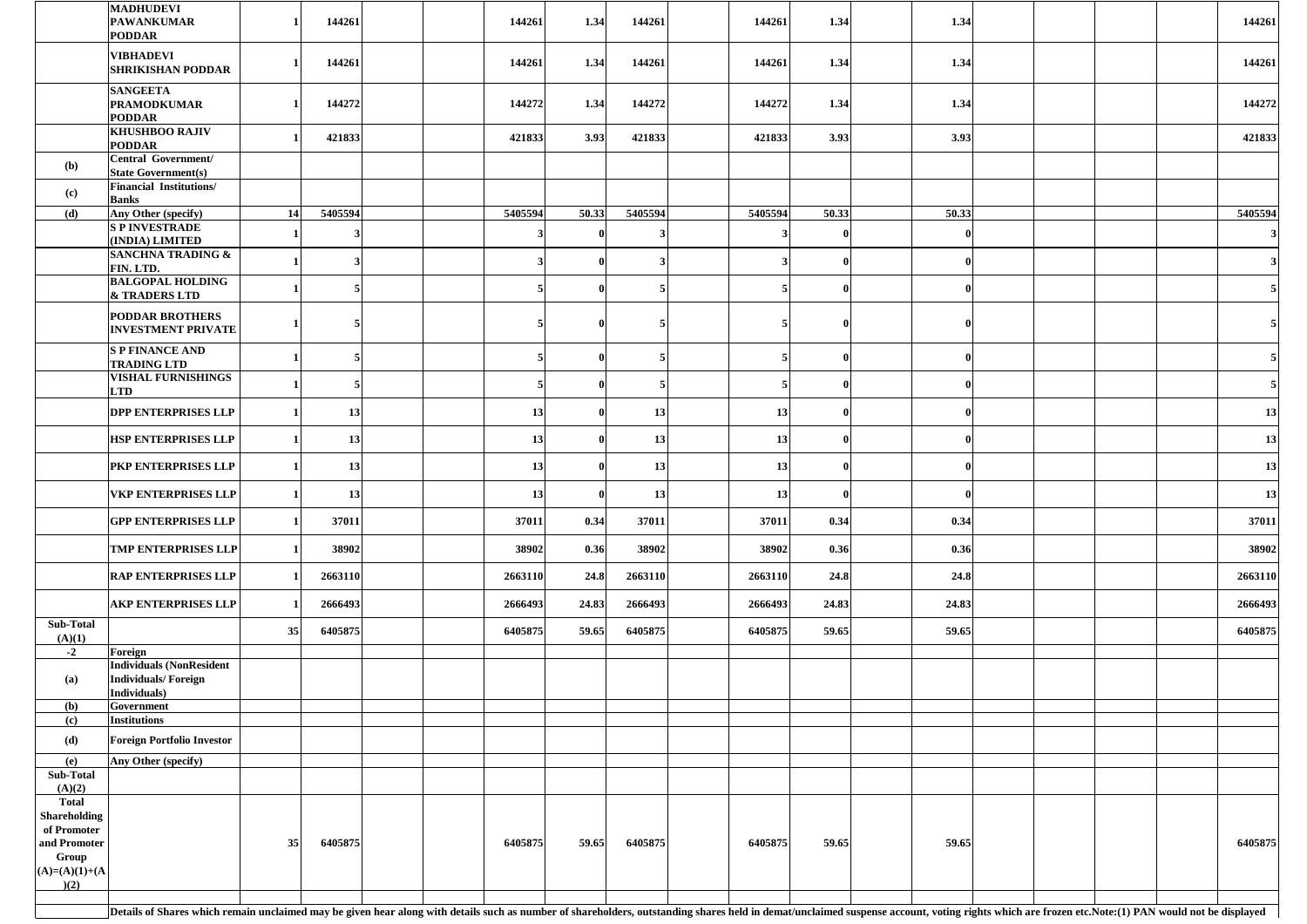| | | | | | | | | | | | | | | | | | | |
|---|---|---|---|---|---|---|---|---|---|---|---|---|---|---|---|---|---|---|
| | **MADHUDEVI PAWANKUMAR PODDAR** | 1 | 144261 | | | 144261 | 1.34 | 144261 | | 144261 | 1.34 | | 1.34 | | | | | 144261 |
| | **VIBHADEVI SHRIKISHAN PODDAR** | 1 | 144261 | | | 144261 | 1.34 | 144261 | | 144261 | 1.34 | | 1.34 | | | | | 144261 |
| | **SANGEETA PRAMODKUMAR PODDAR** | 1 | 144272 | | | 144272 | 1.34 | 144272 | | 144272 | 1.34 | | 1.34 | | | | | 144272 |
| | **KHUSHBOO RAJIV PODDAR** | 1 | 421833 | | | 421833 | 3.93 | 421833 | | 421833 | 3.93 | | 3.93 | | | | | 421833 |
| **(b)** | **Central Government/ State Government(s)** | | | | | | | | | | | | | | | | | |
| **(c)** | **Financial Institutions/ Banks** | | | | | | | | | | | | | | | | | |
| **(d)** | **Any Other (specify)** | 14 | 5405594 | | | 5405594 | 50.33 | 5405594 | | 5405594 | 50.33 | | 50.33 | | | | | 5405594 |
| | **S P INVESTRADE (INDIA) LIMITED** | 1 | 3 | | | 3 | 0 | 3 | | 3 | 0 | | 0 | | | | | 3 |
| | **SANCHNA TRADING & FIN. LTD.** | 1 | 3 | | | 3 | 0 | 3 | | 3 | 0 | | 0 | | | | | 3 |
| | **BALGOPAL HOLDING & TRADERS LTD** | 1 | 5 | | | 5 | 0 | 5 | | 5 | 0 | | 0 | | | | | 5 |
| | **PODDAR BROTHERS INVESTMENT PRIVATE** | 1 | 5 | | | 5 | 0 | 5 | | 5 | 0 | | 0 | | | | | 5 |
| | **S P FINANCE AND TRADING LTD** | 1 | 5 | | | 5 | 0 | 5 | | 5 | 0 | | 0 | | | | | 5 |
| | **VISHAL FURNISHINGS LTD** | 1 | 5 | | | 5 | 0 | 5 | | 5 | 0 | | 0 | | | | | 5 |
| | **DPP ENTERPRISES LLP** | 1 | 13 | | | 13 | 0 | 13 | | 13 | 0 | | 0 | | | | | 13 |
| | **HSP ENTERPRISES LLP** | 1 | 13 | | | 13 | 0 | 13 | | 13 | 0 | | 0 | | | | | 13 |
| | **PKP ENTERPRISES LLP** | 1 | 13 | | | 13 | 0 | 13 | | 13 | 0 | | 0 | | | | | 13 |
| | **VKP ENTERPRISES LLP** | 1 | 13 | | | 13 | 0 | 13 | | 13 | 0 | | 0 | | | | | 13 |
| | **GPP ENTERPRISES LLP** | 1 | 37011 | | | 37011 | 0.34 | 37011 | | 37011 | 0.34 | | 0.34 | | | | | 37011 |
| | **TMP ENTERPRISES LLP** | 1 | 38902 | | | 38902 | 0.36 | 38902 | | 38902 | 0.36 | | 0.36 | | | | | 38902 |
| | **RAP ENTERPRISES LLP** | 1 | 2663110 | | | 2663110 | 24.8 | 2663110 | | 2663110 | 24.8 | | 24.8 | | | | | 2663110 |
| | **AKP ENTERPRISES LLP** | 1 | 2666493 | | | 2666493 | 24.83 | 2666493 | | 2666493 | 24.83 | | 24.83 | | | | | 2666493 |
| **Sub-Total (A)(1)** | | 35 | 6405875 | | | 6405875 | 59.65 | 6405875 | | 6405875 | 59.65 | | 59.65 | | | | | 6405875 |
| **-2** | **Foreign** | | | | | | | | | | | | | | | | | |
| **(a)** | **Individuals (NonResident Individuals/ Foreign Individuals)** | | | | | | | | | | | | | | | | | |
| **(b)** | **Government** | | | | | | | | | | | | | | | | | |
| **(c)** | **Institutions** | | | | | | | | | | | | | | | | | |
| **(d)** | **Foreign Portfolio Investor** | | | | | | | | | | | | | | | | | |
| **(e)** | **Any Other (specify)** | | | | | | | | | | | | | | | | | |
| **Sub-Total (A)(2)** | | | | | | | | | | | | | | | | | | |
| **Total Shareholding of Promoter and Promoter Group (A)=(A)(1)+(A)(2)** | | 35 | 6405875 | | | 6405875 | 59.65 | 6405875 | | 6405875 | 59.65 | | 59.65 | | | | | 6405875 |

**Details of Shares which remain unclaimed may be given hear along with details such as number of shareholders, outstanding shares held in demat/unclaimed suspense account, voting rights which are frozen etc.Note:(1) PAN would not be displayed**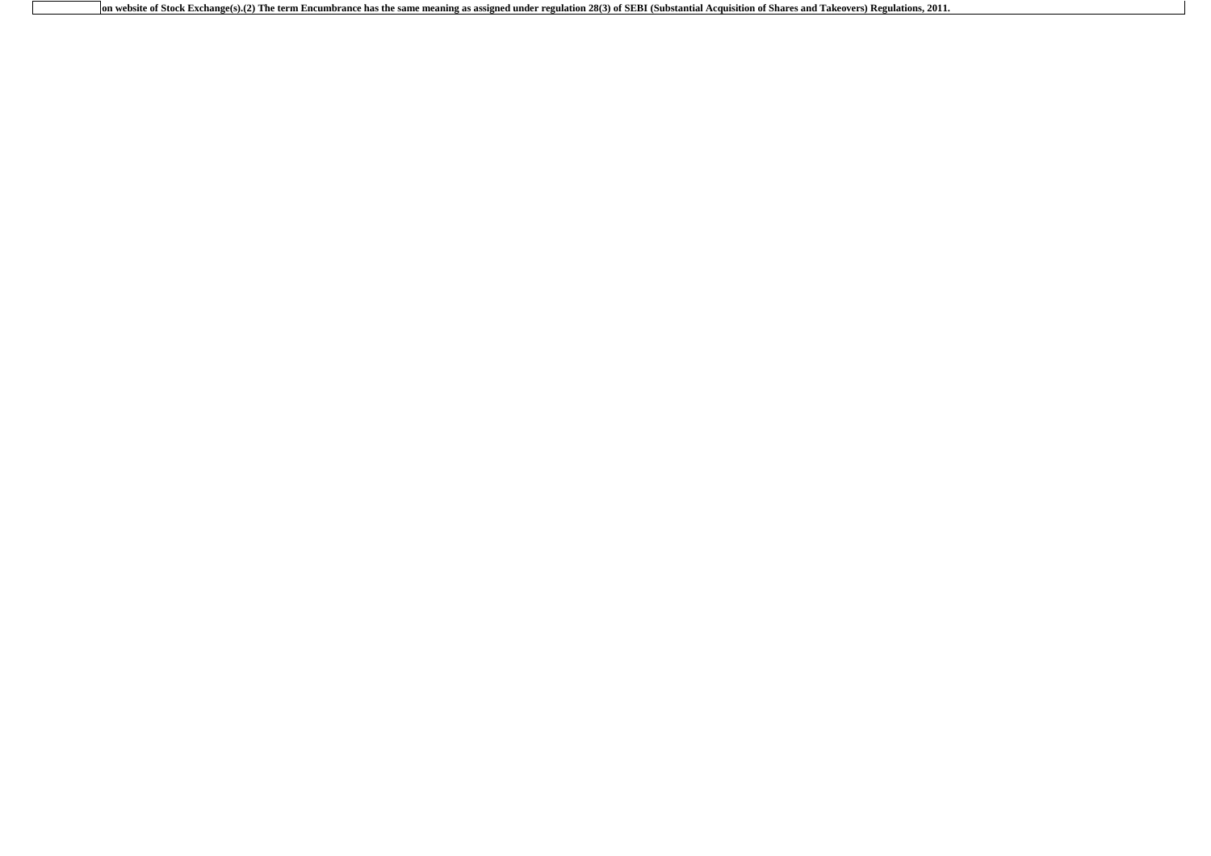|  | **on website of Stock Exchange(s).(2) The term Encumbrance has the same meaning as assigned under regulation 28(3) of SEBI (Substantial Acquisition of Shares and Takeovers) Regulations, 2011.** |
| --- | --- |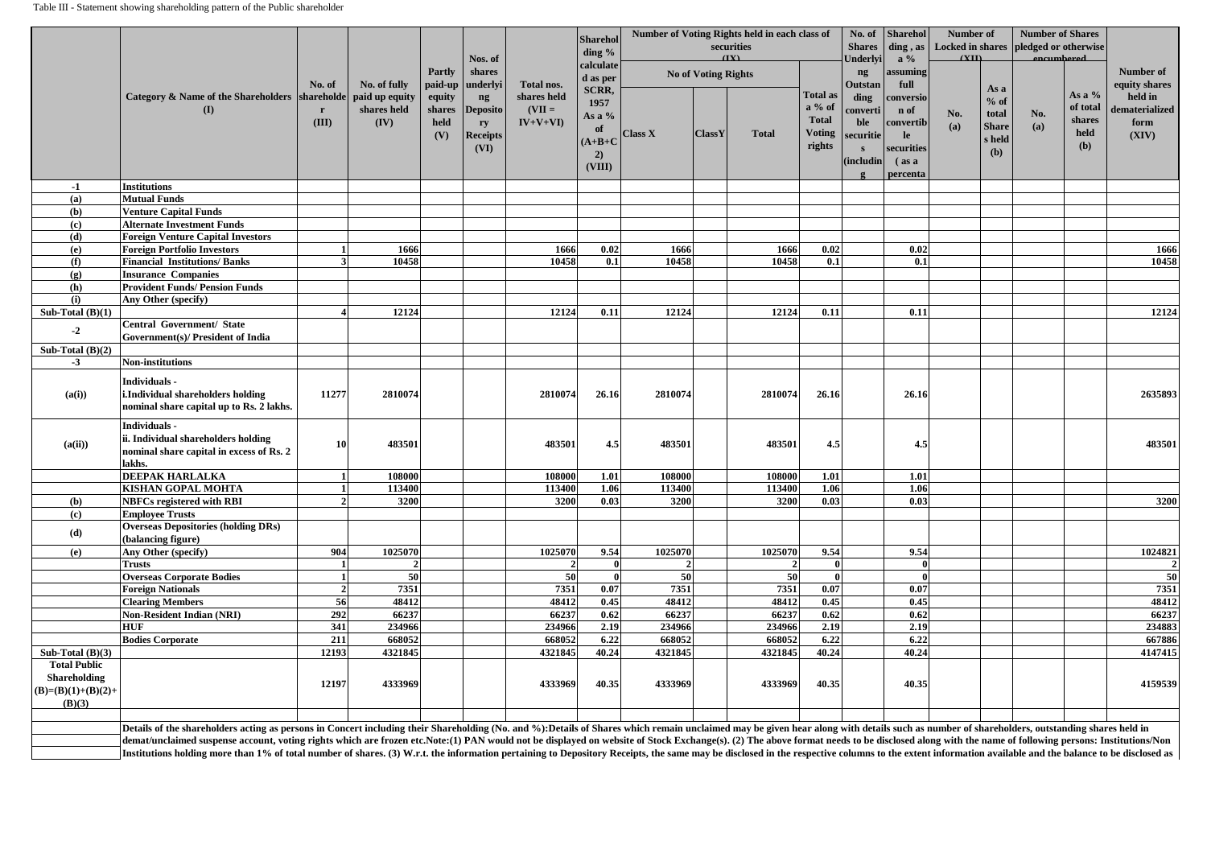Table III - Statement showing shareholding pattern of the Public shareholder

| | Category & Name of the Shareholders (I) | No. of shareholder (III) | No. of fully paid up equity shares held (IV) | Partly paid-up equity shares held (V) | Nos. of shares underlying Depository Receipts (VI) | Total nos. shares held (VII = IV+V+VI) | Shareholding % calculated as per SCRR, 1957 As a % of (A+B+C2) (VIII) | Number of Voting Rights held in each class of securities (IX) | | | | No. of Shares Underlying Outstanding convertible securities (including | Shareholding , as a % assuming full conversion of convertible securities ( as a percenta | Number of Locked in shares (XII) | | Number of Shares pledged or otherwise encumbered | | Number of equity shares held in dematerialized form (XIV) |
|---|---|---|---|---|---|---|---|---|---|---|---|---|---|---|---|---|---|---|
| | | | | | | | | No of Voting Rights | | | Total as a % of Total Voting rights | | | No. (a) | As a % of total Shares held (b) | No. (a) | As a % of total shares held (b) | |
| | | | | | | | | Class X | ClassY | Total | | | | | | | | |
| -1 | Institutions | | | | | | | | | | | | | | | | | |
| (a) | Mutual Funds | | | | | | | | | | | | | | | | | |
| (b) | Venture Capital Funds | | | | | | | | | | | | | | | | | |
| (c) | Alternate Investment Funds | | | | | | | | | | | | | | | | | |
| (d) | Foreign Venture Capital Investors | | | | | | | | | | | | | | | | | |
| (e) | Foreign Portfolio Investors | 1 | 1666 | | | 1666 | 0.02 | 1666 | | 1666 | 0.02 | | 0.02 | | | | | 1666 |
| (f) | Financial Institutions/ Banks | 3 | 10458 | | | 10458 | 0.1 | 10458 | | 10458 | 0.1 | | 0.1 | | | | | 10458 |
| (g) | Insurance Companies | | | | | | | | | | | | | | | | | |
| (h) | Provident Funds/ Pension Funds | | | | | | | | | | | | | | | | | |
| (i) | Any Other (specify) | | | | | | | | | | | | | | | | | |
| Sub-Total (B)(1) | | 4 | 12124 | | | 12124 | 0.11 | 12124 | | 12124 | 0.11 | | 0.11 | | | | | 12124 |
| -2 | Central Government/ State Government(s)/ President of India | | | | | | | | | | | | | | | | | |
| Sub-Total (B)(2) | | | | | | | | | | | | | | | | | | |
| -3 | Non-institutions | | | | | | | | | | | | | | | | | |
| (a(i)) | Individuals - i.Individual shareholders holding nominal share capital up to Rs. 2 lakhs. | 11277 | 2810074 | | | 2810074 | 26.16 | 2810074 | | 2810074 | 26.16 | | 26.16 | | | | | 2635893 |
| (a(ii)) | Individuals - ii. Individual shareholders holding nominal share capital in excess of Rs. 2 lakhs. | 10 | 483501 | | | 483501 | 4.5 | 483501 | | 483501 | 4.5 | | 4.5 | | | | | 483501 |
| | DEEPAK HARLALKA | 1 | 108000 | | | 108000 | 1.01 | 108000 | | 108000 | 1.01 | | 1.01 | | | | | |
| | KISHAN GOPAL MOHTA | 1 | 113400 | | | 113400 | 1.06 | 113400 | | 113400 | 1.06 | | 1.06 | | | | | |
| (b) | NBFCs registered with RBI | 2 | 3200 | | | 3200 | 0.03 | 3200 | | 3200 | 0.03 | | 0.03 | | | | | 3200 |
| (c) | Employee Trusts | | | | | | | | | | | | | | | | | |
| (d) | Overseas Depositories (holding DRs) (balancing figure) | | | | | | | | | | | | | | | | | |
| (e) | Any Other (specify) | 904 | 1025070 | | | 1025070 | 9.54 | 1025070 | | 1025070 | 9.54 | | 9.54 | | | | | 1024821 |
| | Trusts | 1 | 2 | | | 2 | 0 | 2 | | 2 | 0 | | 0 | | | | | 2 |
| | Overseas Corporate Bodies | 1 | 50 | | | 50 | 0 | 50 | | 50 | 0 | | 0 | | | | | 50 |
| | Foreign Nationals | 2 | 7351 | | | 7351 | 0.07 | 7351 | | 7351 | 0.07 | | 0.07 | | | | | 7351 |
| | Clearing Members | 56 | 48412 | | | 48412 | 0.45 | 48412 | | 48412 | 0.45 | | 0.45 | | | | | 48412 |
| | Non-Resident Indian (NRI) | 292 | 66237 | | | 66237 | 0.62 | 66237 | | 66237 | 0.62 | | 0.62 | | | | | 66237 |
| | HUF | 341 | 234966 | | | 234966 | 2.19 | 234966 | | 234966 | 2.19 | | 2.19 | | | | | 234883 |
| | Bodies Corporate | 211 | 668052 | | | 668052 | 6.22 | 668052 | | 668052 | 6.22 | | 6.22 | | | | | 667886 |
| Sub-Total (B)(3) | | 12193 | 4321845 | | | 4321845 | 40.24 | 4321845 | | 4321845 | 40.24 | | 40.24 | | | | | 4147415 |
| Total Public Shareholding (B)=(B)(1)+(B)(2)+(B)(3) | | 12197 | 4333969 | | | 4333969 | 40.35 | 4333969 | | 4333969 | 40.35 | | 40.35 | | | | | 4159539 |

Details of the shareholders acting as persons in Concert including their Shareholding (No. and %):Details of Shares which remain unclaimed may be given hear along with details such as number of shareholders, outstanding shares held in demat/unclaimed suspense account, voting rights which are frozen etc.Note:(1) PAN would not be displayed on website of Stock Exchange(s). (2) The above format needs to be disclosed along with the name of following persons: Institutions/Non Institutions holding more than 1% of total number of shares. (3) W.r.t. the information pertaining to Depository Receipts, the same may be disclosed in the respective columns to the extent information available and the balance to be disclosed as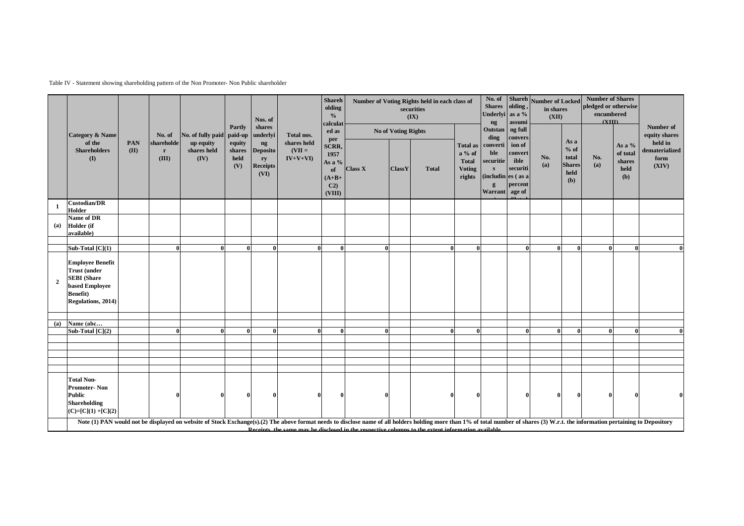Table IV - Statement showing shareholding pattern of the Non Promoter- Non Public shareholder

| | Category & Name of the Shareholders (I) | PAN (II) | No. of shareholder (III) | No. of fully paid up equity shares held (IV) | Partly paid-up equity shares held (V) | Nos. of shares underlying Depository Receipts (VI) | Total nos. shares held (VII = IV+V+VI) | Shareholding % calculated as per SCRR, 1957 As a % of (A+B+C2) (VIII) | Number of Voting Rights held in each class of securities (IX) | | | | No. of Shares Underlying Outstanding convertible securities (including Warrants) | Shareholding , as a % assuming full conversion of convertible securities ( as a percentage of diluted | Number of Locked in shares (XII) | | Number of Shares pledged or otherwise encumbered (XIII) | | Number of equity shares held in dematerialized form (XIV) |
|---|---|---|---|---|---|---|---|---|---|---|---|---|---|---|---|---|---|---|---|
| | | | | | | | | | No of Voting Rights | | | Total as a % of Total Voting rights | | | No. (a) | As a % of total Shares held (b) | No. (a) | As a % of total shares held (b) | |
| | | | | | | | | | Class X | ClassY | Total | | | | | | | | |
| 1 | Custodian/DR Holder | | | | | | | | | | | | | | | | | | |
| (a) | Name of DR Holder (if available) | | | | | | | | | | | | | | | | | | |
| | | | | | | | | | | | | | | | | | | | |
| | Sub-Total [C](1) | | 0 | 0 | 0 | 0 | 0 | 0 | 0 | | 0 | 0 | | 0 | 0 | 0 | 0 | 0 | 0 |
| 2 | Employee Benefit Trust (under SEBI (Share based Employee Benefit) Regulations, 2014) | | | | | | | | | | | | | | | | | | |
| | | | | | | | | | | | | | | | | | | | |
| (a) | Name (abc… | | | | | | | | | | | | | | | | | | |
| | Sub-Total [C](2) | | 0 | 0 | 0 | 0 | 0 | 0 | 0 | | 0 | 0 | | 0 | 0 | 0 | 0 | 0 | 0 |
| | | | | | | | | | | | | | | | | | | | |
| | | | | | | | | | | | | | | | | | | | |
| | | | | | | | | | | | | | | | | | | | |
| | | | | | | | | | | | | | | | | | | | |
| | | | | | | | | | | | | | | | | | | | |
| | Total Non-Promoter- Non Public Shareholding (C)=[C](1) +[C](2) | | 0 | 0 | 0 | 0 | 0 | 0 | 0 | | 0 | 0 | | 0 | 0 | 0 | 0 | 0 | 0 |

Note (1) PAN would not be displayed on website of Stock Exchange(s).(2) The above format needs to disclose name of all holders holding more than 1% of total number of shares (3) W.r.t. the information pertaining to Depository Receipts, the same may be disclosed in the respective columns to the extent information available